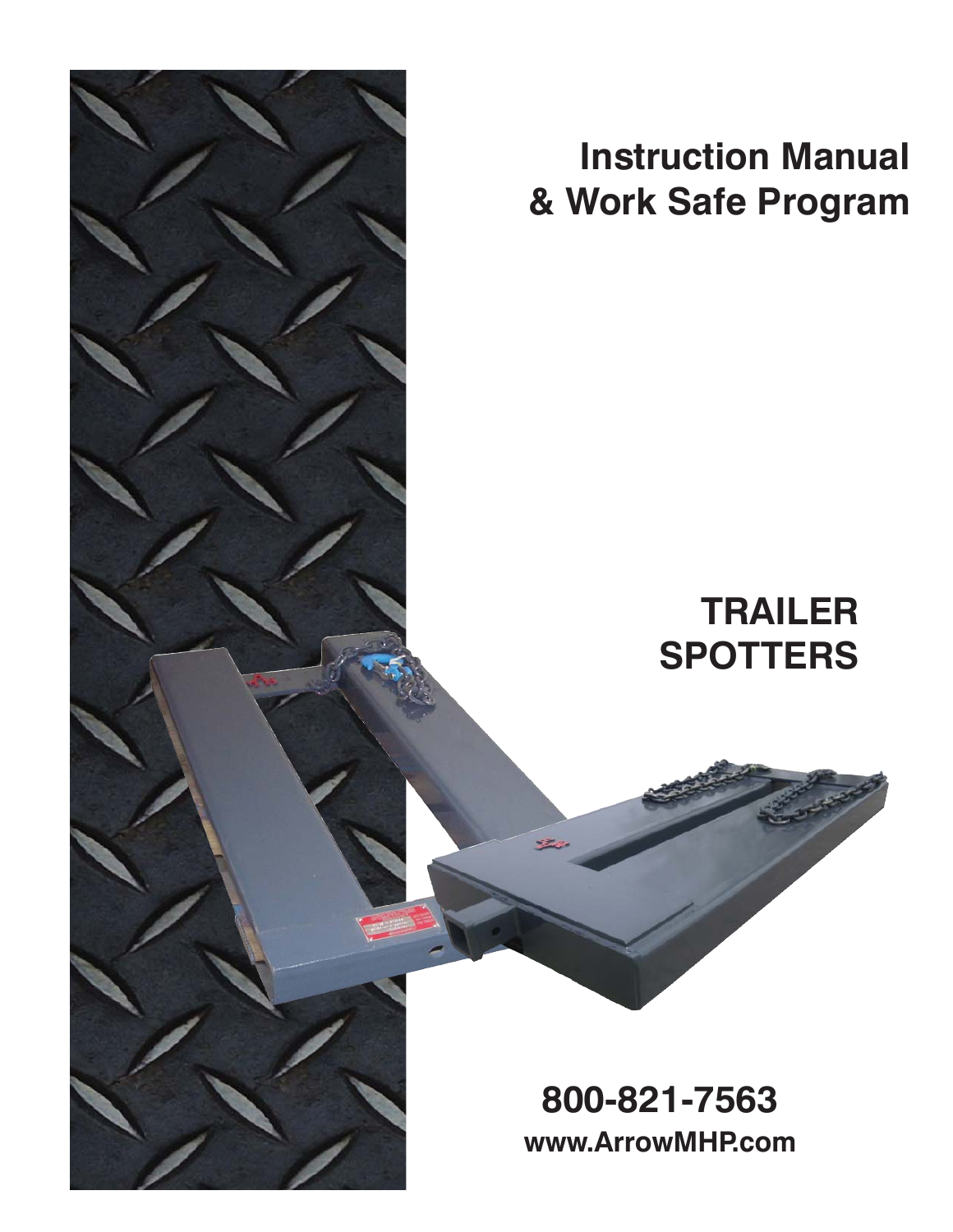# Instruction Manual & Work Safe Program

## TRAILER SPOTTERS

**800-821-7563**

**www.ArrowMHP.com**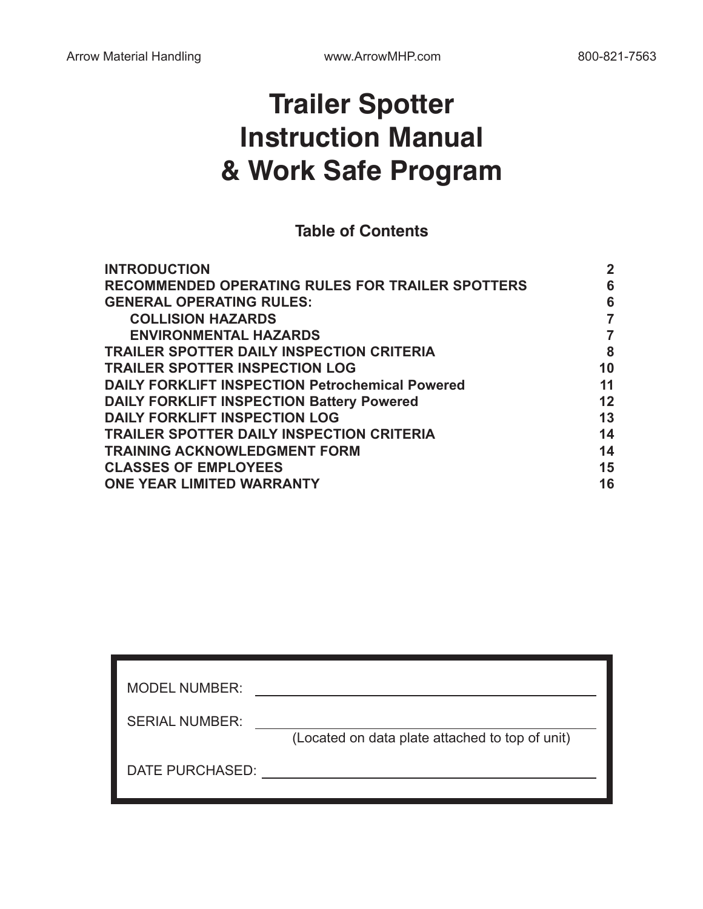# Trailer Spotter Instruction Manual & Work Safe Program

## Table of Contents

| | |
|---|---|
| **INTRODUCTION** | **2** |
| **RECOMMENDED OPERATING RULES FOR TRAILER SPOTTERS** | **6** |
| **GENERAL OPERATING RULES:** | **6** |
| &nbsp;&nbsp;&nbsp;&nbsp;**COLLISION HAZARDS** | **7** |
| &nbsp;&nbsp;&nbsp;&nbsp;**ENVIRONMENTAL HAZARDS** | **7** |
| **TRAILER SPOTTER DAILY INSPECTION CRITERIA** | **8** |
| **TRAILER SPOTTER INSPECTION LOG** | **10** |
| **DAILY FORKLIFT INSPECTION Petrochemical Powered** | **11** |
| **DAILY FORKLIFT INSPECTION Battery Powered** | **12** |
| **DAILY FORKLIFT INSPECTION LOG** | **13** |
| **TRAILER SPOTTER DAILY INSPECTION CRITERIA** | **14** |
| **TRAINING ACKNOWLEDGMENT FORM** | **14** |
| **CLASSES OF EMPLOYEES** | **15** |
| **ONE YEAR LIMITED WARRANTY** | **16** |

MODEL NUMBER: ______________________________

SERIAL NUMBER: ______________________________
(Located on data plate attached to top of unit)

DATE PURCHASED: ______________________________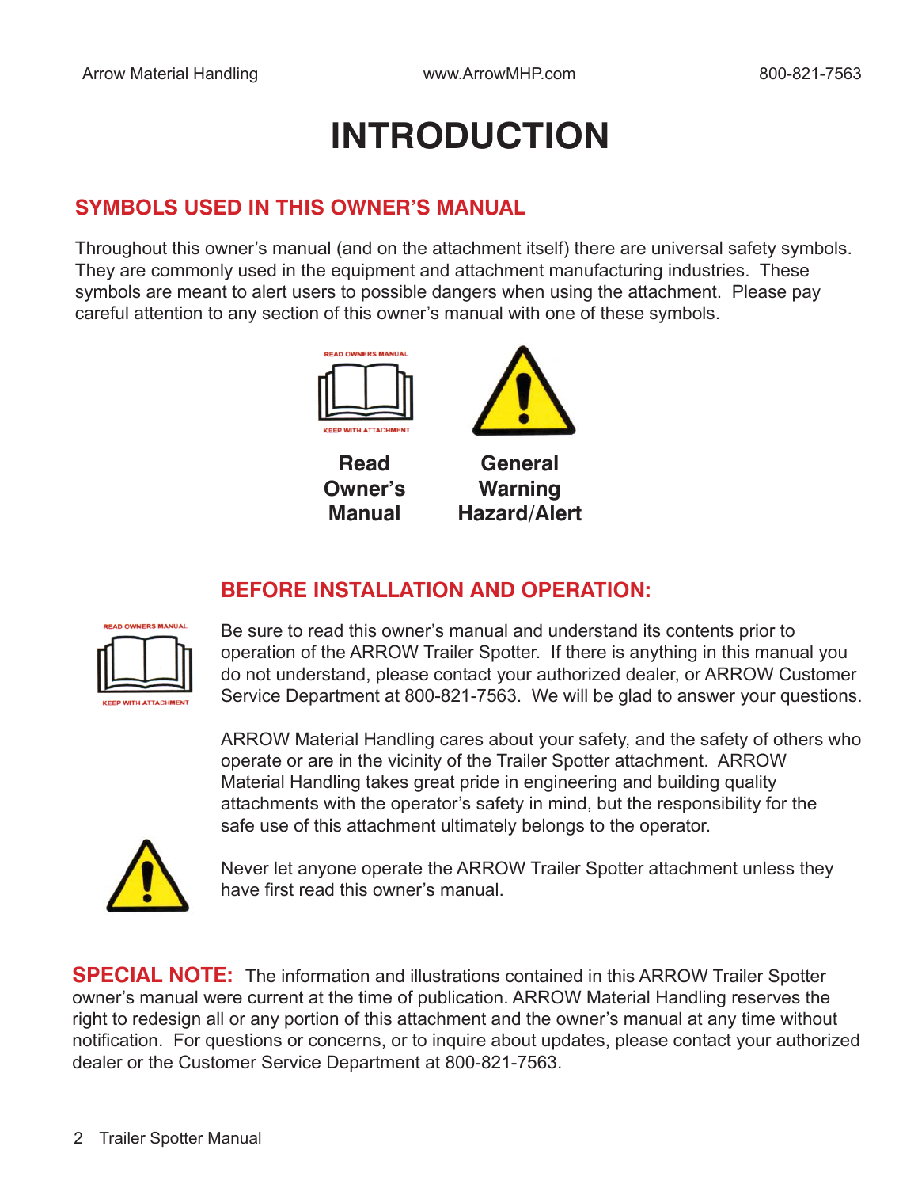# INTRODUCTION

## SYMBOLS USED IN THIS OWNER'S MANUAL

Throughout this owner's manual (and on the attachment itself) there are universal safety symbols. They are commonly used in the equipment and attachment manufacturing industries. These symbols are meant to alert users to possible dangers when using the attachment. Please pay careful attention to any section of this owner's manual with one of these symbols.

READ OWNERS MANUAL
KEEP WITH ATTACHMENT

**Read Owner's Manual**

**General Warning Hazard/Alert**

## BEFORE INSTALLATION AND OPERATION:

Be sure to read this owner's manual and understand its contents prior to operation of the ARROW Trailer Spotter. If there is anything in this manual you do not understand, please contact your authorized dealer, or ARROW Customer Service Department at 800-821-7563. We will be glad to answer your questions.

ARROW Material Handling cares about your safety, and the safety of others who operate or are in the vicinity of the Trailer Spotter attachment. ARROW Material Handling takes great pride in engineering and building quality attachments with the operator's safety in mind, but the responsibility for the safe use of this attachment ultimately belongs to the operator.

Never let anyone operate the ARROW Trailer Spotter attachment unless they have first read this owner's manual.

**SPECIAL NOTE:** The information and illustrations contained in this ARROW Trailer Spotter owner's manual were current at the time of publication. ARROW Material Handling reserves the right to redesign all or any portion of this attachment and the owner's manual at any time without notification. For questions or concerns, or to inquire about updates, please contact your authorized dealer or the Customer Service Department at 800-821-7563.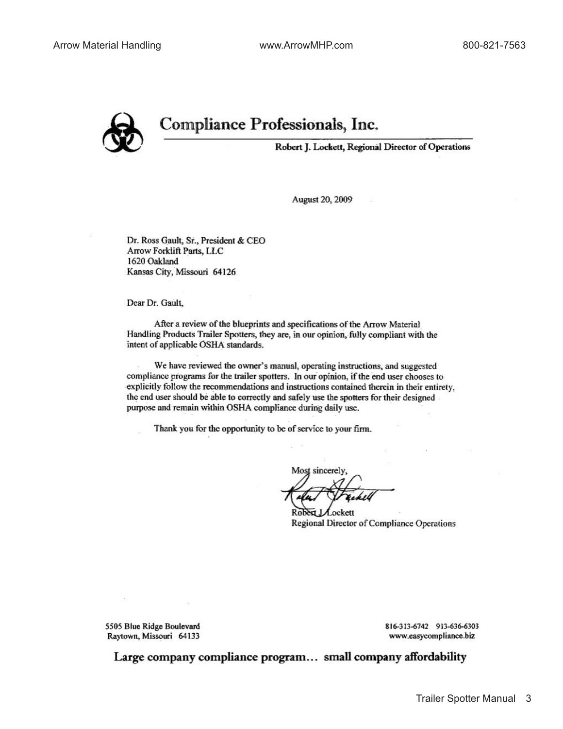# Compliance Professionals, Inc.

**Robert J. Lockett, Regional Director of Operations**

August 20, 2009

Dr. Ross Gault, Sr., President & CEO
Arrow Forklift Parts, LLC
1620 Oakland
Kansas City, Missouri 64126

Dear Dr. Gault,

After a review of the blueprints and specifications of the Arrow Material Handling Products Trailer Spotters, they are, in our opinion, fully compliant with the intent of applicable OSHA standards.

We have reviewed the owner's manual, operating instructions, and suggested compliance programs for the trailer spotters. In our opinion, if the end user chooses to explicitly follow the recommendations and instructions contained therein in their entirety, the end user should be able to correctly and safely use the spotters for their designed purpose and remain within OSHA compliance during daily use.

Thank you for the opportunity to be of service to your firm.

Most sincerely,

Robert J. Lockett
Regional Director of Compliance Operations

5505 Blue Ridge Boulevard
Raytown, Missouri 64133

816-313-6742 913-636-6303
www.easycompliance.biz

**Large company compliance program… small company affordability**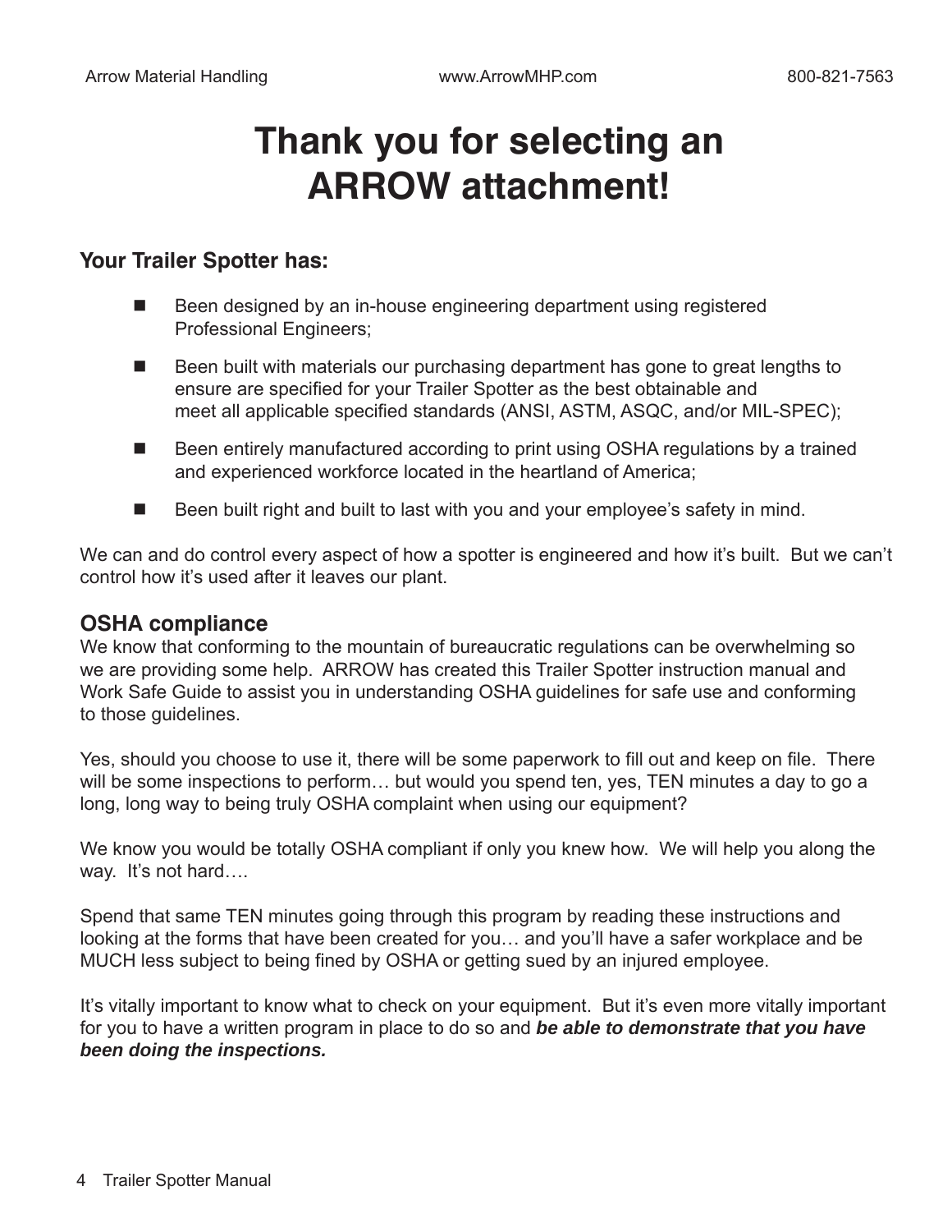# Thank you for selecting an ARROW attachment!

### Your Trailer Spotter has:

- Been designed by an in-house engineering department using registered Professional Engineers;
- Been built with materials our purchasing department has gone to great lengths to ensure are specified for your Trailer Spotter as the best obtainable and meet all applicable specified standards (ANSI, ASTM, ASQC, and/or MIL-SPEC);
- Been entirely manufactured according to print using OSHA regulations by a trained and experienced workforce located in the heartland of America;
- Been built right and built to last with you and your employee's safety in mind.

We can and do control every aspect of how a spotter is engineered and how it's built. But we can't control how it's used after it leaves our plant.

## OSHA compliance

We know that conforming to the mountain of bureaucratic regulations can be overwhelming so we are providing some help. ARROW has created this Trailer Spotter instruction manual and Work Safe Guide to assist you in understanding OSHA guidelines for safe use and conforming to those guidelines.

Yes, should you choose to use it, there will be some paperwork to fill out and keep on file. There will be some inspections to perform… but would you spend ten, yes, TEN minutes a day to go a long, long way to being truly OSHA complaint when using our equipment?

We know you would be totally OSHA compliant if only you knew how. We will help you along the way. It's not hard….

Spend that same TEN minutes going through this program by reading these instructions and looking at the forms that have been created for you… and you'll have a safer workplace and be MUCH less subject to being fined by OSHA or getting sued by an injured employee.

It's vitally important to know what to check on your equipment. But it's even more vitally important for you to have a written program in place to do so and ***be able to demonstrate that you have been doing the inspections.***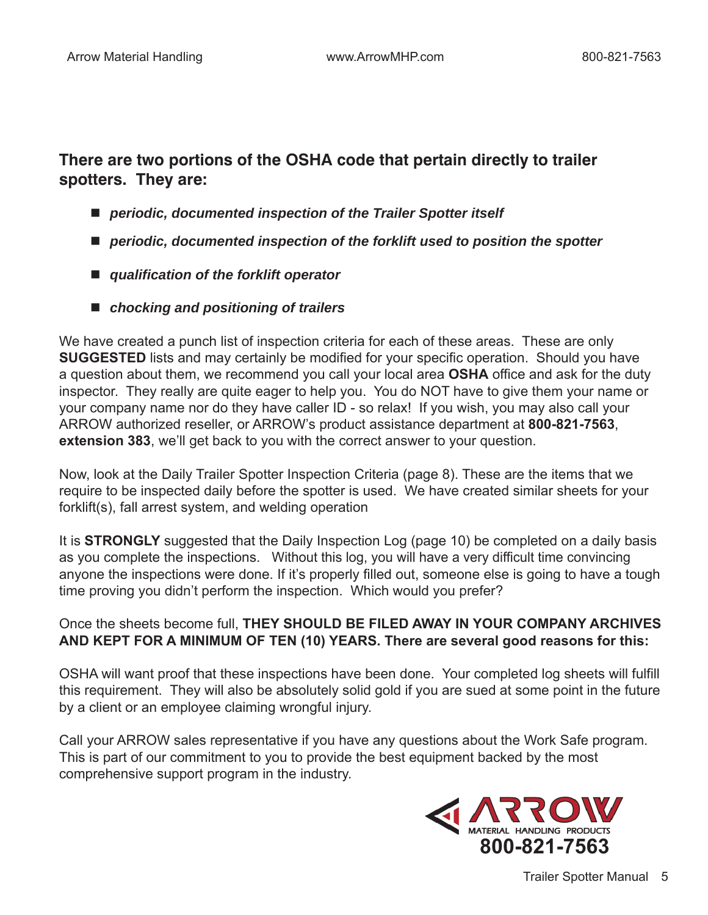**There are two portions of the OSHA code that pertain directly to trailer spotters. They are:**

- ***periodic, documented inspection of the Trailer Spotter itself***
- ***periodic, documented inspection of the forklift used to position the spotter***
- ***qualification of the forklift operator***
- ***chocking and positioning of trailers***

We have created a punch list of inspection criteria for each of these areas. These are only **SUGGESTED** lists and may certainly be modified for your specific operation. Should you have a question about them, we recommend you call your local area **OSHA** office and ask for the duty inspector. They really are quite eager to help you. You do NOT have to give them your name or your company name nor do they have caller ID - so relax! If you wish, you may also call your ARROW authorized reseller, or ARROW's product assistance department at **800-821-7563**, **extension 383**, we'll get back to you with the correct answer to your question.

Now, look at the Daily Trailer Spotter Inspection Criteria (page 8). These are the items that we require to be inspected daily before the spotter is used. We have created similar sheets for your forklift(s), fall arrest system, and welding operation

It is **STRONGLY** suggested that the Daily Inspection Log (page 10) be completed on a daily basis as you complete the inspections. Without this log, you will have a very difficult time convincing anyone the inspections were done. If it's properly filled out, someone else is going to have a tough time proving you didn't perform the inspection. Which would you prefer?

Once the sheets become full, **THEY SHOULD BE FILED AWAY IN YOUR COMPANY ARCHIVES AND KEPT FOR A MINIMUM OF TEN (10) YEARS. There are several good reasons for this:**

OSHA will want proof that these inspections have been done. Your completed log sheets will fulfill this requirement. They will also be absolutely solid gold if you are sued at some point in the future by a client or an employee claiming wrongful injury.

Call your ARROW sales representative if you have any questions about the Work Safe program. This is part of our commitment to you to provide the best equipment backed by the most comprehensive support program in the industry.

ARROW MATERIAL HANDLING PRODUCTS
**800-821-7563**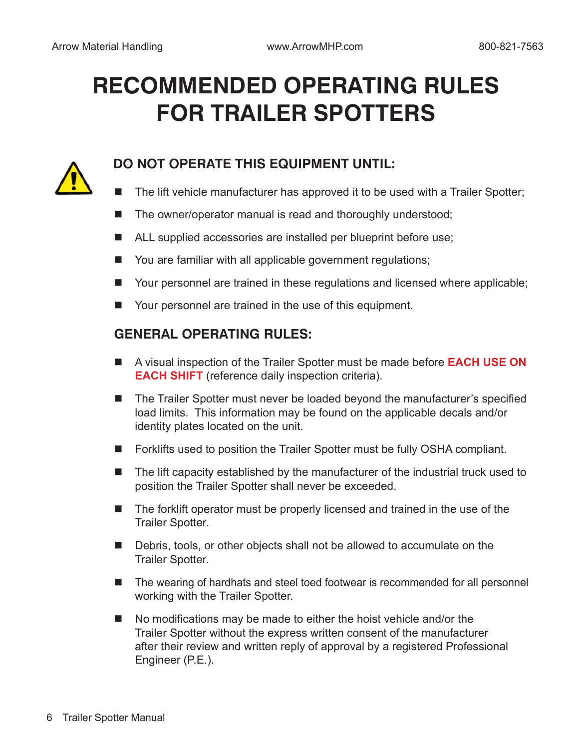# RECOMMENDED OPERATING RULES FOR TRAILER SPOTTERS

## DO NOT OPERATE THIS EQUIPMENT UNTIL:

- The lift vehicle manufacturer has approved it to be used with a Trailer Spotter;
- The owner/operator manual is read and thoroughly understood;
- ALL supplied accessories are installed per blueprint before use;
- You are familiar with all applicable government regulations;
- Your personnel are trained in these regulations and licensed where applicable;
- Your personnel are trained in the use of this equipment.

## GENERAL OPERATING RULES:

- A visual inspection of the Trailer Spotter must be made before **EACH USE ON EACH SHIFT** (reference daily inspection criteria).
- The Trailer Spotter must never be loaded beyond the manufacturer's specified load limits. This information may be found on the applicable decals and/or identity plates located on the unit.
- Forklifts used to position the Trailer Spotter must be fully OSHA compliant.
- The lift capacity established by the manufacturer of the industrial truck used to position the Trailer Spotter shall never be exceeded.
- The forklift operator must be properly licensed and trained in the use of the Trailer Spotter.
- Debris, tools, or other objects shall not be allowed to accumulate on the Trailer Spotter.
- The wearing of hardhats and steel toed footwear is recommended for all personnel working with the Trailer Spotter.
- No modifications may be made to either the hoist vehicle and/or the Trailer Spotter without the express written consent of the manufacturer after their review and written reply of approval by a registered Professional Engineer (P.E.).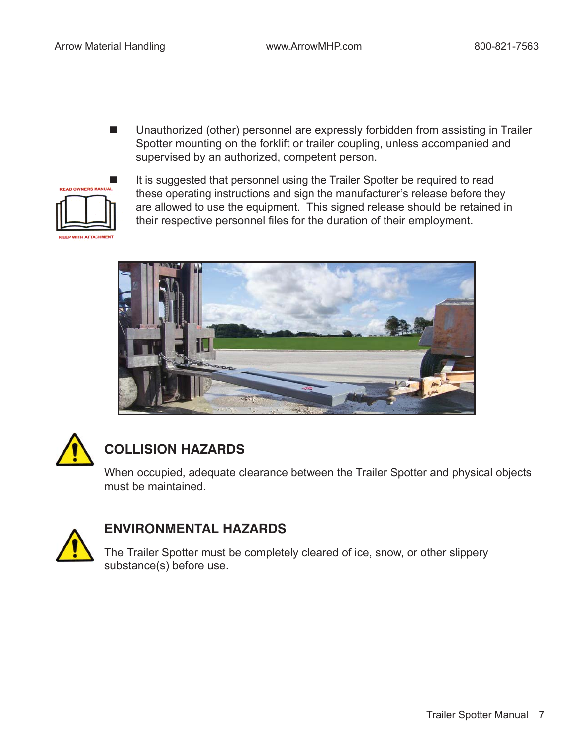- Unauthorized (other) personnel are expressly forbidden from assisting in Trailer Spotter mounting on the forklift or trailer coupling, unless accompanied and supervised by an authorized, competent person.
- It is suggested that personnel using the Trailer Spotter be required to read these operating instructions and sign the manufacturer's release before they are allowed to use the equipment. This signed release should be retained in their respective personnel files for the duration of their employment.

## COLLISION HAZARDS

When occupied, adequate clearance between the Trailer Spotter and physical objects must be maintained.

## ENVIRONMENTAL HAZARDS

The Trailer Spotter must be completely cleared of ice, snow, or other slippery substance(s) before use.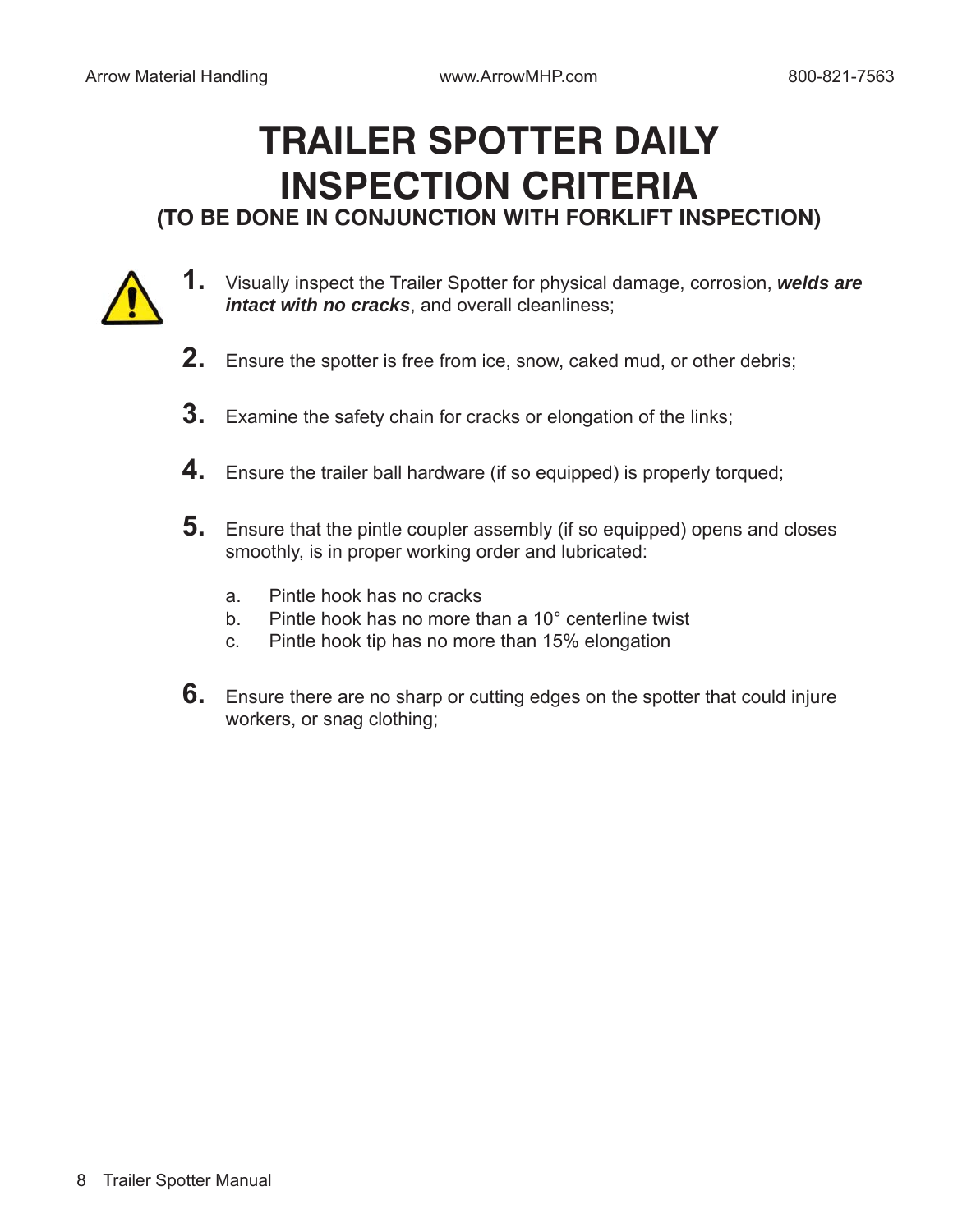# TRAILER SPOTTER DAILY INSPECTION CRITERIA

### (TO BE DONE IN CONJUNCTION WITH FORKLIFT INSPECTION)

1. Visually inspect the Trailer Spotter for physical damage, corrosion, ***welds are intact with no cracks***, and overall cleanliness;

2. Ensure the spotter is free from ice, snow, caked mud, or other debris;

3. Examine the safety chain for cracks or elongation of the links;

4. Ensure the trailer ball hardware (if so equipped) is properly torqued;

5. Ensure that the pintle coupler assembly (if so equipped) opens and closes smoothly, is in proper working order and lubricated:

   a. Pintle hook has no cracks
   b. Pintle hook has no more than a 10° centerline twist
   c. Pintle hook tip has no more than 15% elongation

6. Ensure there are no sharp or cutting edges on the spotter that could injure workers, or snag clothing;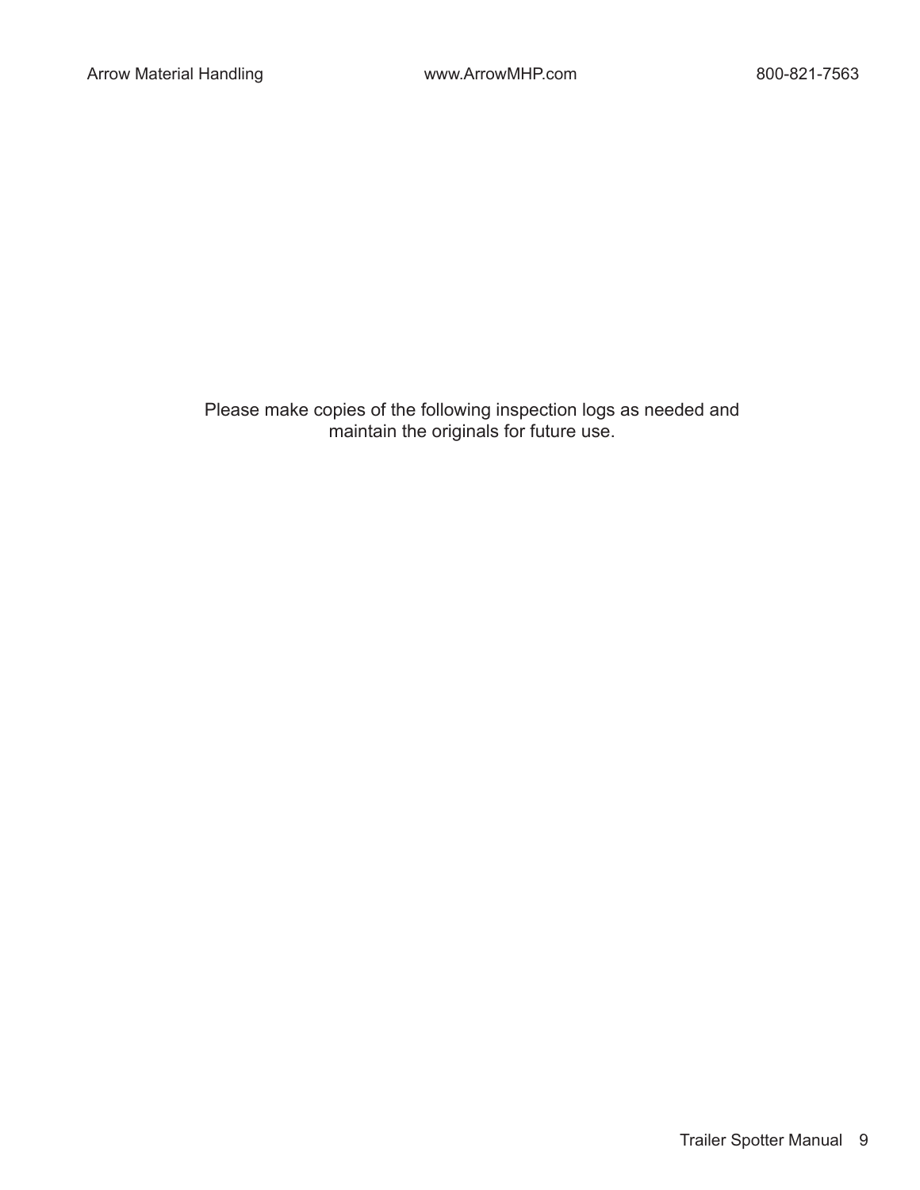Please make copies of the following inspection logs as needed and maintain the originals for future use.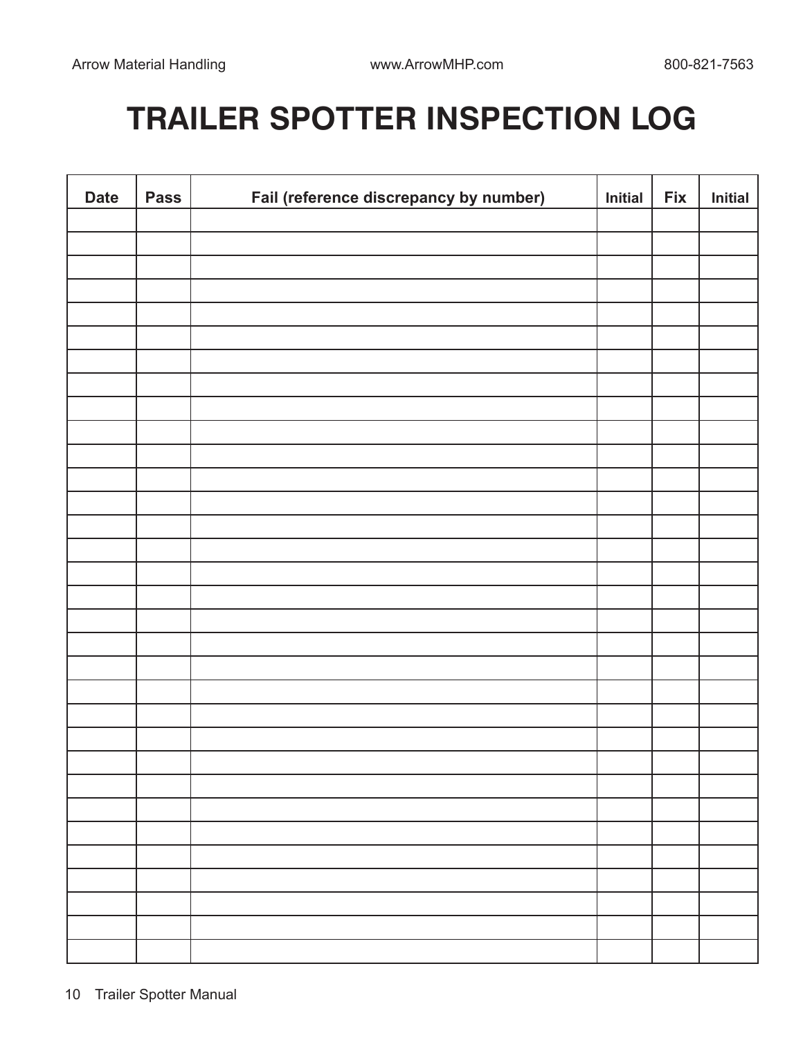# TRAILER SPOTTER INSPECTION LOG

| Date | Pass | Fail (reference discrepancy by number) | Initial | Fix | Initial |
|---|---|---|---|---|---|
| | | | | | |
| | | | | | |
| | | | | | |
| | | | | | |
| | | | | | |
| | | | | | |
| | | | | | |
| | | | | | |
| | | | | | |
| | | | | | |
| | | | | | |
| | | | | | |
| | | | | | |
| | | | | | |
| | | | | | |
| | | | | | |
| | | | | | |
| | | | | | |
| | | | | | |
| | | | | | |
| | | | | | |
| | | | | | |
| | | | | | |
| | | | | | |
| | | | | | |
| | | | | | |
| | | | | | |
| | | | | | |
| | | | | | |
| | | | | | |
| | | | | | |
| | | | | | |
| | | | | | |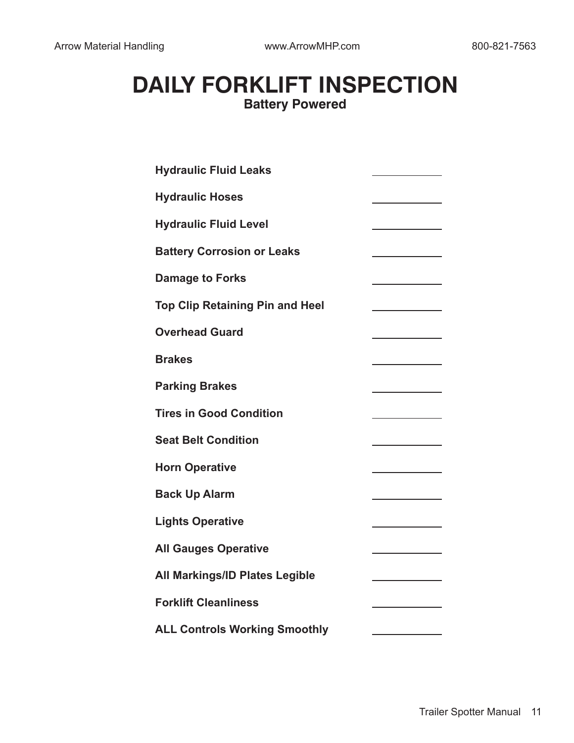# DAILY FORKLIFT INSPECTION

**Battery Powered**

| | |
|---|---|
| **Hydraulic Fluid Leaks** | \_\_\_\_\_\_\_\_\_\_\_\_ |
| **Hydraulic Hoses** | \_\_\_\_\_\_\_\_\_\_\_\_ |
| **Hydraulic Fluid Level** | \_\_\_\_\_\_\_\_\_\_\_\_ |
| **Battery Corrosion or Leaks** | \_\_\_\_\_\_\_\_\_\_\_\_ |
| **Damage to Forks** | \_\_\_\_\_\_\_\_\_\_\_\_ |
| **Top Clip Retaining Pin and Heel** | \_\_\_\_\_\_\_\_\_\_\_\_ |
| **Overhead Guard** | \_\_\_\_\_\_\_\_\_\_\_\_ |
| **Brakes** | \_\_\_\_\_\_\_\_\_\_\_\_ |
| **Parking Brakes** | \_\_\_\_\_\_\_\_\_\_\_\_ |
| **Tires in Good Condition** | \_\_\_\_\_\_\_\_\_\_\_\_ |
| **Seat Belt Condition** | \_\_\_\_\_\_\_\_\_\_\_\_ |
| **Horn Operative** | \_\_\_\_\_\_\_\_\_\_\_\_ |
| **Back Up Alarm** | \_\_\_\_\_\_\_\_\_\_\_\_ |
| **Lights Operative** | \_\_\_\_\_\_\_\_\_\_\_\_ |
| **All Gauges Operative** | \_\_\_\_\_\_\_\_\_\_\_\_ |
| **All Markings/ID Plates Legible** | \_\_\_\_\_\_\_\_\_\_\_\_ |
| **Forklift Cleanliness** | \_\_\_\_\_\_\_\_\_\_\_\_ |
| **ALL Controls Working Smoothly** | \_\_\_\_\_\_\_\_\_\_\_\_ |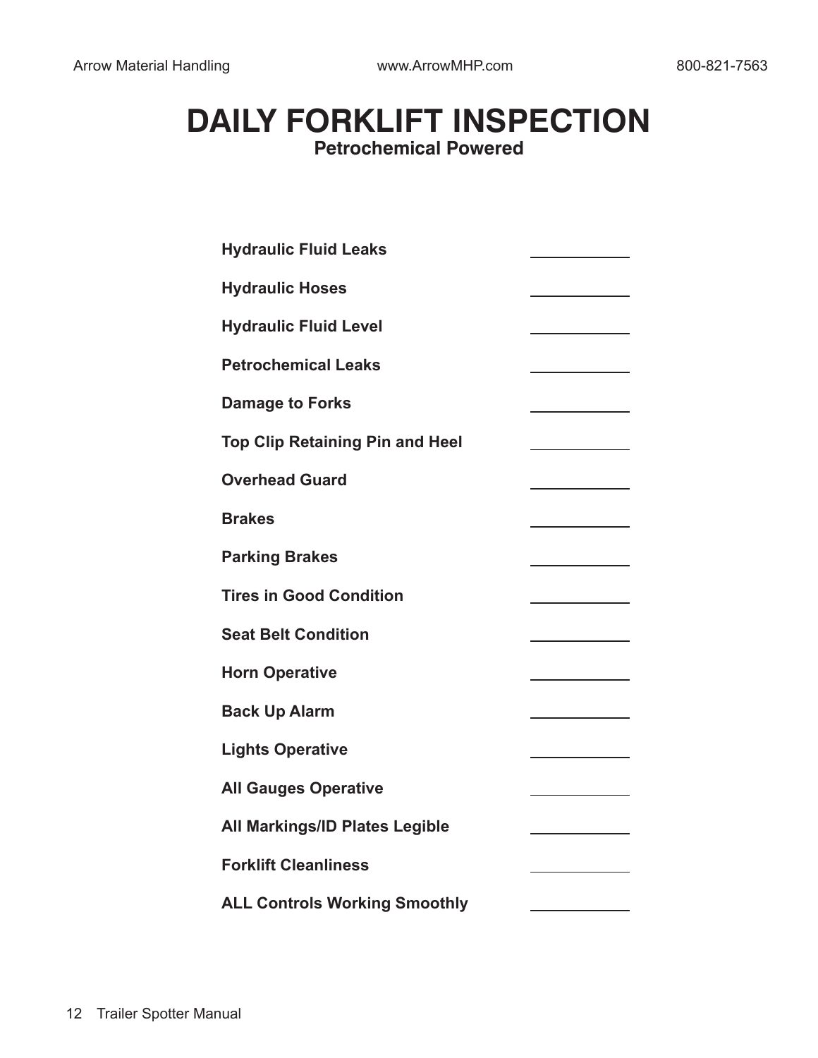# DAILY FORKLIFT INSPECTION

**Petrochemical Powered**

| Item | Check |
| --- | --- |
| **Hydraulic Fluid Leaks** | ____________ |
| **Hydraulic Hoses** | ____________ |
| **Hydraulic Fluid Level** | ____________ |
| **Petrochemical Leaks** | ____________ |
| **Damage to Forks** | ____________ |
| **Top Clip Retaining Pin and Heel** | ____________ |
| **Overhead Guard** | ____________ |
| **Brakes** | ____________ |
| **Parking Brakes** | ____________ |
| **Tires in Good Condition** | ____________ |
| **Seat Belt Condition** | ____________ |
| **Horn Operative** | ____________ |
| **Back Up Alarm** | ____________ |
| **Lights Operative** | ____________ |
| **All Gauges Operative** | ____________ |
| **All Markings/ID Plates Legible** | ____________ |
| **Forklift Cleanliness** | ____________ |
| **ALL Controls Working Smoothly** | ____________ |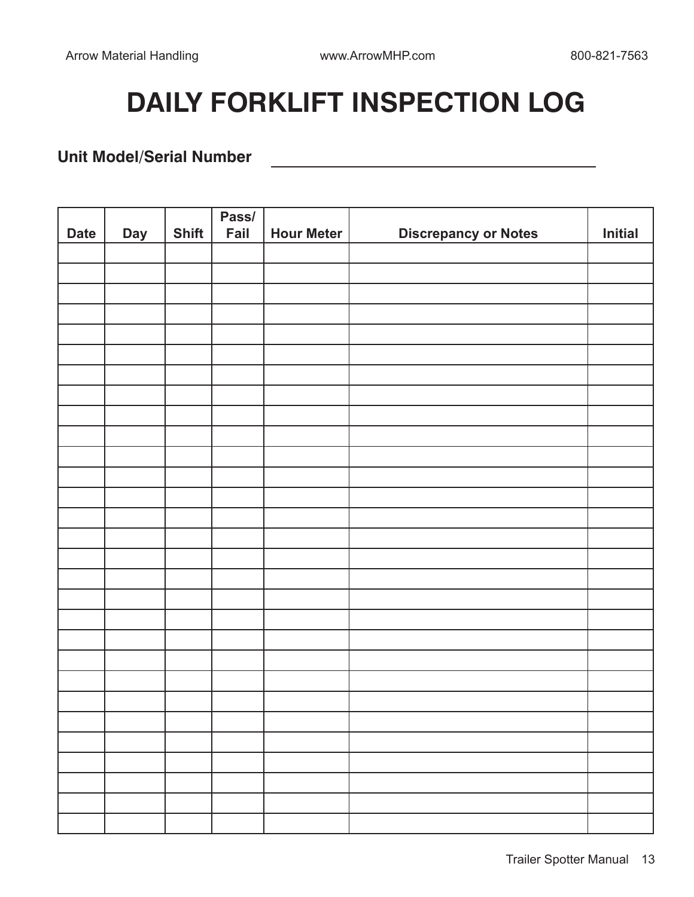# DAILY FORKLIFT INSPECTION LOG

**Unit Model/Serial Number** ________________________________

| Date | Day | Shift | Pass/ Fail | Hour Meter | Discrepancy or Notes | Initial |
|---|---|---|---|---|---|---|
| | | | | | | |
| | | | | | | |
| | | | | | | |
| | | | | | | |
| | | | | | | |
| | | | | | | |
| | | | | | | |
| | | | | | | |
| | | | | | | |
| | | | | | | |
| | | | | | | |
| | | | | | | |
| | | | | | | |
| | | | | | | |
| | | | | | | |
| | | | | | | |
| | | | | | | |
| | | | | | | |
| | | | | | | |
| | | | | | | |
| | | | | | | |
| | | | | | | |
| | | | | | | |
| | | | | | | |
| | | | | | | |
| | | | | | | |
| | | | | | | |
| | | | | | | |
| | | | | | | |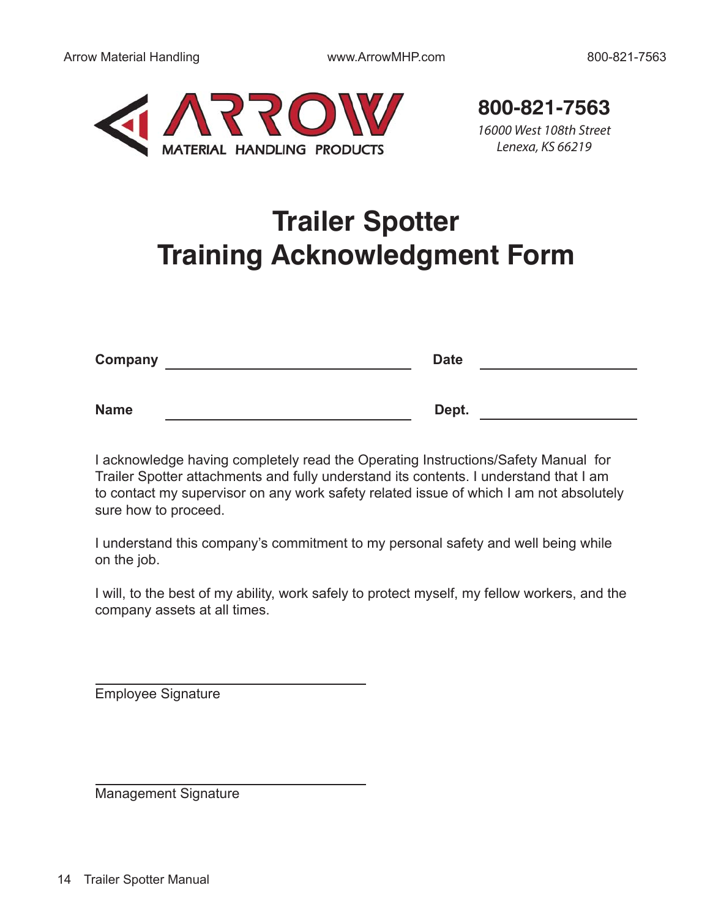ARROW MATERIAL HANDLING PRODUCTS

**800-821-7563**

*16000 West 108th Street*
*Lenexa, KS 66219*

# Trailer Spotter Training Acknowledgment Form

**Company** ______________________________ **Date** ____________________

**Name** ______________________________ **Dept.** ____________________

I acknowledge having completely read the Operating Instructions/Safety Manual for Trailer Spotter attachments and fully understand its contents. I understand that I am to contact my supervisor on any work safety related issue of which I am not absolutely sure how to proceed.

I understand this company's commitment to my personal safety and well being while on the job.

I will, to the best of my ability, work safely to protect myself, my fellow workers, and the company assets at all times.

______________________________
Employee Signature

______________________________
Management Signature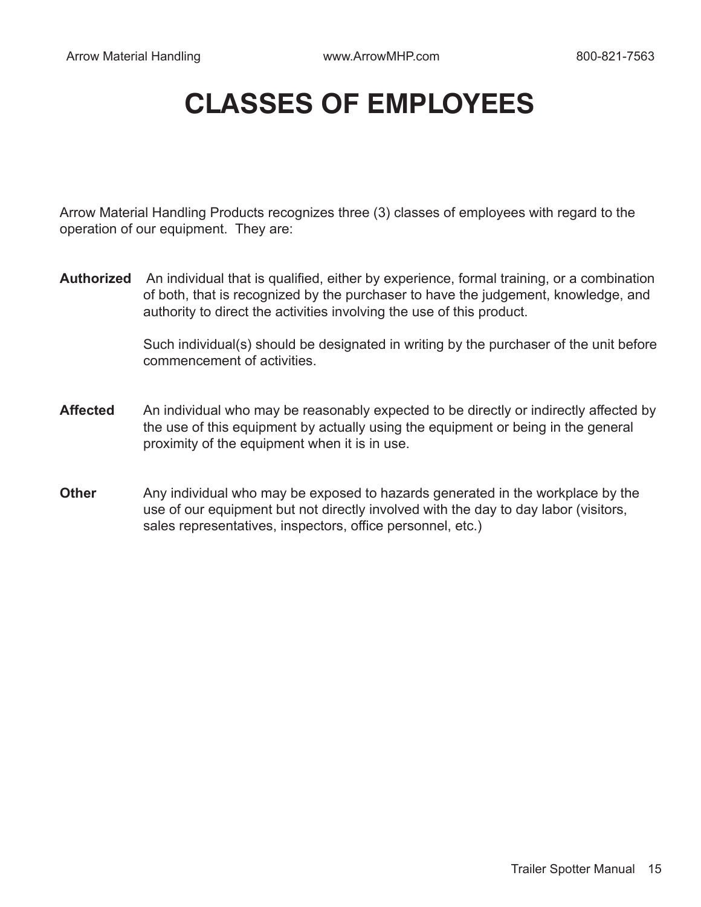# CLASSES OF EMPLOYEES

Arrow Material Handling Products recognizes three (3) classes of employees with regard to the operation of our equipment. They are:

**Authorized** An individual that is qualified, either by experience, formal training, or a combination of both, that is recognized by the purchaser to have the judgement, knowledge, and authority to direct the activities involving the use of this product.

Such individual(s) should be designated in writing by the purchaser of the unit before commencement of activities.

**Affected** An individual who may be reasonably expected to be directly or indirectly affected by the use of this equipment by actually using the equipment or being in the general proximity of the equipment when it is in use.

**Other** Any individual who may be exposed to hazards generated in the workplace by the use of our equipment but not directly involved with the day to day labor (visitors, sales representatives, inspectors, office personnel, etc.)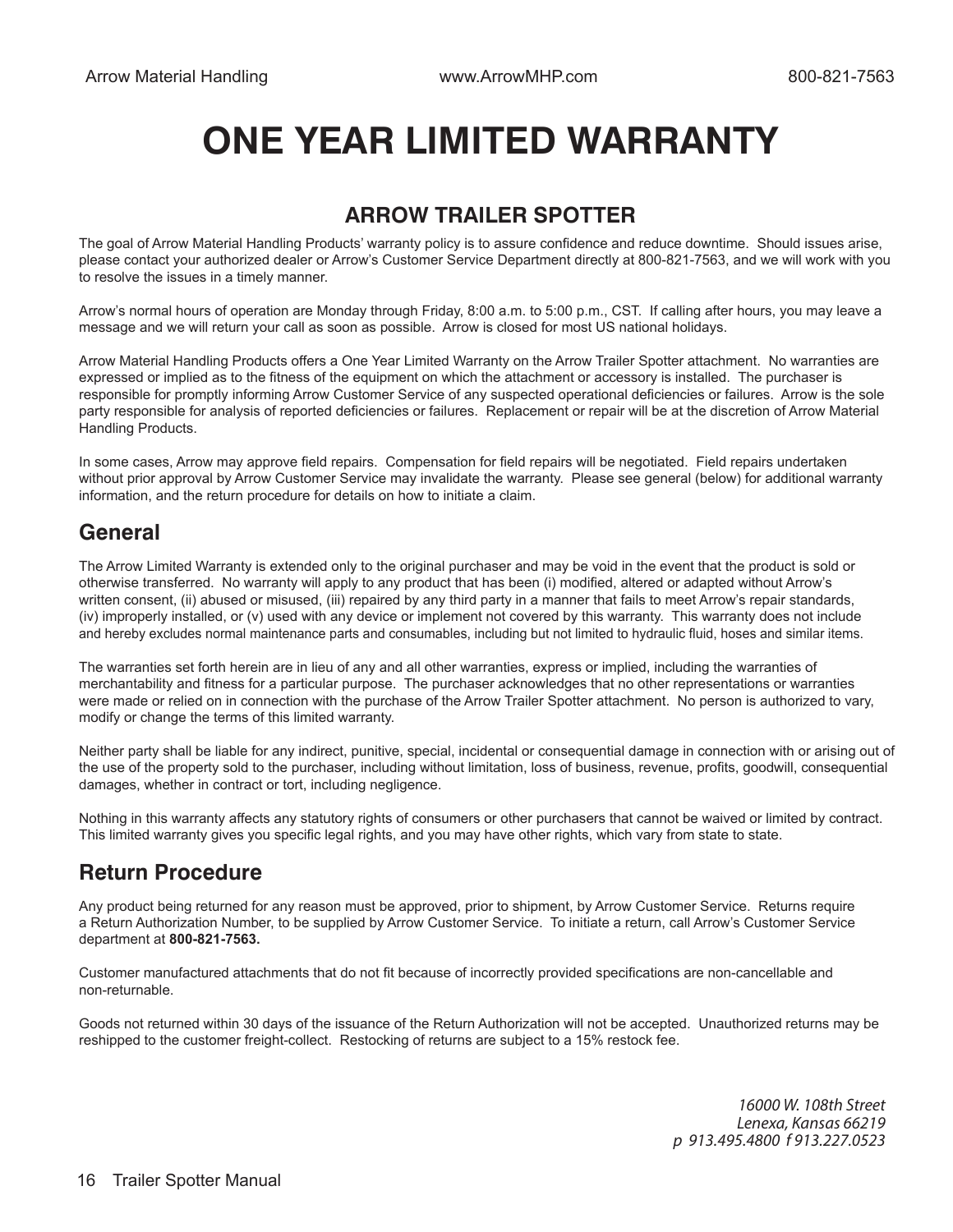# ONE YEAR LIMITED WARRANTY

## ARROW TRAILER SPOTTER

The goal of Arrow Material Handling Products' warranty policy is to assure confidence and reduce downtime. Should issues arise, please contact your authorized dealer or Arrow's Customer Service Department directly at 800-821-7563, and we will work with you to resolve the issues in a timely manner.

Arrow's normal hours of operation are Monday through Friday, 8:00 a.m. to 5:00 p.m., CST. If calling after hours, you may leave a message and we will return your call as soon as possible. Arrow is closed for most US national holidays.

Arrow Material Handling Products offers a One Year Limited Warranty on the Arrow Trailer Spotter attachment. No warranties are expressed or implied as to the fitness of the equipment on which the attachment or accessory is installed. The purchaser is responsible for promptly informing Arrow Customer Service of any suspected operational deficiencies or failures. Arrow is the sole party responsible for analysis of reported deficiencies or failures. Replacement or repair will be at the discretion of Arrow Material Handling Products.

In some cases, Arrow may approve field repairs. Compensation for field repairs will be negotiated. Field repairs undertaken without prior approval by Arrow Customer Service may invalidate the warranty. Please see general (below) for additional warranty information, and the return procedure for details on how to initiate a claim.

## General

The Arrow Limited Warranty is extended only to the original purchaser and may be void in the event that the product is sold or otherwise transferred. No warranty will apply to any product that has been (i) modified, altered or adapted without Arrow's written consent, (ii) abused or misused, (iii) repaired by any third party in a manner that fails to meet Arrow's repair standards, (iv) improperly installed, or (v) used with any device or implement not covered by this warranty. This warranty does not include and hereby excludes normal maintenance parts and consumables, including but not limited to hydraulic fluid, hoses and similar items.

The warranties set forth herein are in lieu of any and all other warranties, express or implied, including the warranties of merchantability and fitness for a particular purpose. The purchaser acknowledges that no other representations or warranties were made or relied on in connection with the purchase of the Arrow Trailer Spotter attachment. No person is authorized to vary, modify or change the terms of this limited warranty.

Neither party shall be liable for any indirect, punitive, special, incidental or consequential damage in connection with or arising out of the use of the property sold to the purchaser, including without limitation, loss of business, revenue, profits, goodwill, consequential damages, whether in contract or tort, including negligence.

Nothing in this warranty affects any statutory rights of consumers or other purchasers that cannot be waived or limited by contract. This limited warranty gives you specific legal rights, and you may have other rights, which vary from state to state.

## Return Procedure

Any product being returned for any reason must be approved, prior to shipment, by Arrow Customer Service. Returns require a Return Authorization Number, to be supplied by Arrow Customer Service. To initiate a return, call Arrow's Customer Service department at **800-821-7563.**

Customer manufactured attachments that do not fit because of incorrectly provided specifications are non-cancellable and non-returnable.

Goods not returned within 30 days of the issuance of the Return Authorization will not be accepted. Unauthorized returns may be reshipped to the customer freight-collect. Restocking of returns are subject to a 15% restock fee.

*16000 W. 108th Street*
*Lenexa, Kansas 66219*
*p 913.495.4800 f 913.227.0523*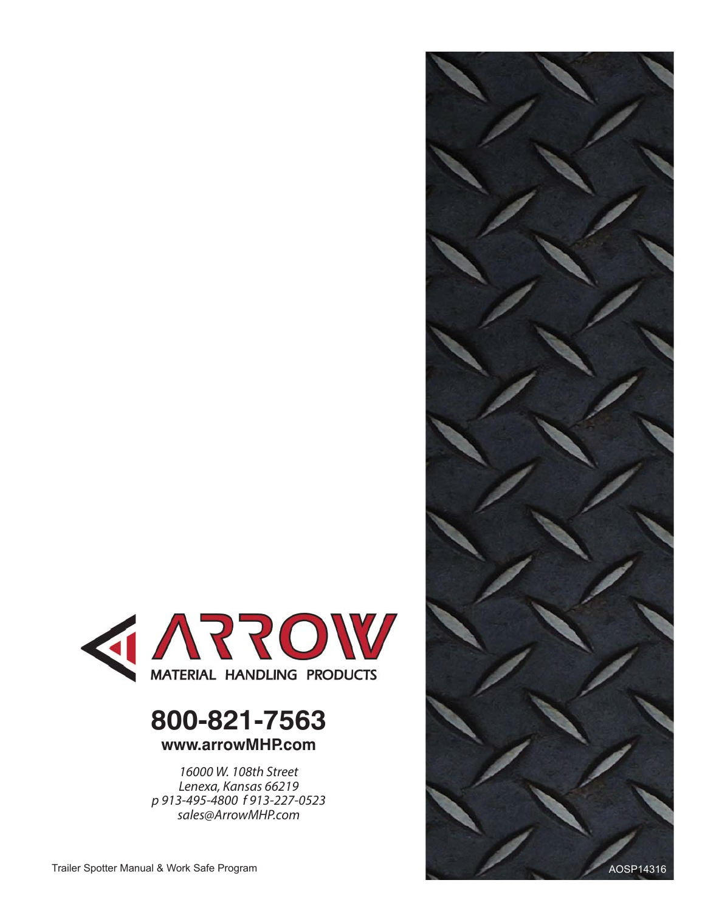ARROW

MATERIAL HANDLING PRODUCTS

**800-821-7563**

**www.arrowMHP.com**

*16000 W. 108th Street*
*Lenexa, Kansas 66219*
*p 913-495-4800 f 913-227-0523*
*sales@ArrowMHP.com*

Trailer Spotter Manual & Work Safe Program

AOSP14316